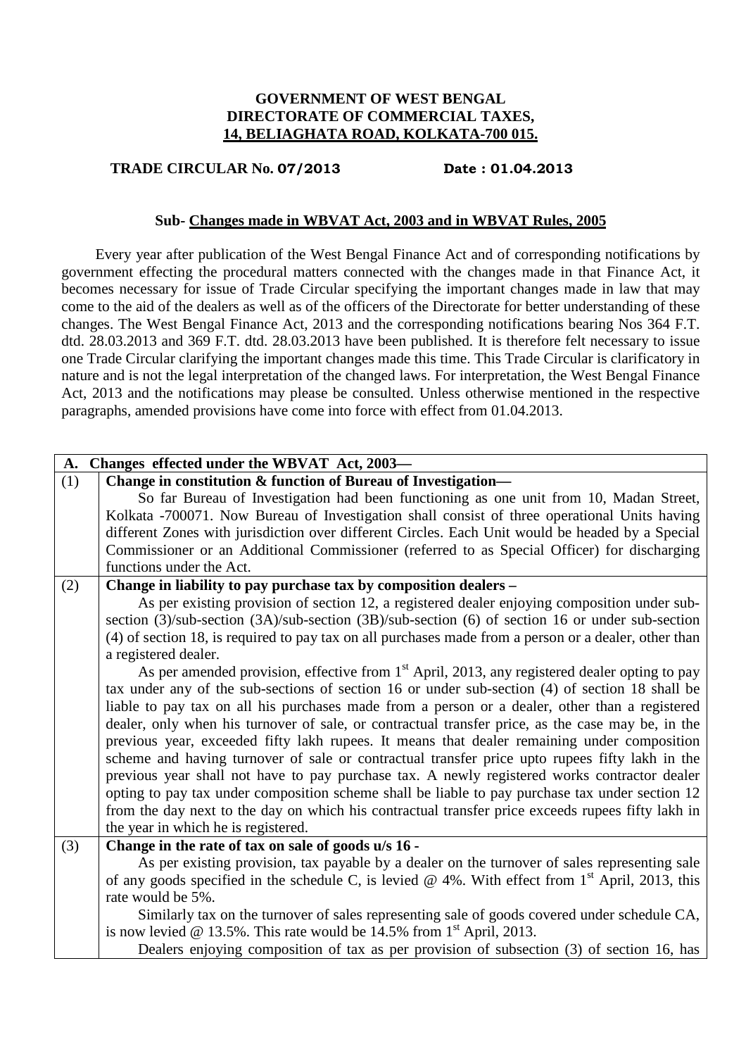**GOVERNMENT OF WEST BENGAL**
**DIRECTORATE OF COMMERCIAL TAXES,**
**14, BELIAGHATA ROAD, KOLKATA-700 015.**

**TRADE CIRCULAR No. 07/2013** **Date : 01.04.2013**

**Sub- Changes made in WBVAT Act, 2003 and in WBVAT Rules, 2005**

Every year after publication of the West Bengal Finance Act and of corresponding notifications by government effecting the procedural matters connected with the changes made in that Finance Act, it becomes necessary for issue of Trade Circular specifying the important changes made in law that may come to the aid of the dealers as well as of the officers of the Directorate for better understanding of these changes. The West Bengal Finance Act, 2013 and the corresponding notifications bearing Nos 364 F.T. dtd. 28.03.2013 and 369 F.T. dtd. 28.03.2013 have been published. It is therefore felt necessary to issue one Trade Circular clarifying the important changes made this time. This Trade Circular is clarificatory in nature and is not the legal interpretation of the changed laws. For interpretation, the West Bengal Finance Act, 2013 and the notifications may please be consulted. Unless otherwise mentioned in the respective paragraphs, amended provisions have come into force with effect from 01.04.2013.

| **A. Changes effected under the WBVAT Act, 2003—** | |
|---|---|
| (1) | **Change in constitution & function of Bureau of Investigation—** So far Bureau of Investigation had been functioning as one unit from 10, Madan Street, Kolkata -700071. Now Bureau of Investigation shall consist of three operational Units having different Zones with jurisdiction over different Circles. Each Unit would be headed by a Special Commissioner or an Additional Commissioner (referred to as Special Officer) for discharging functions under the Act. |
| (2) | **Change in liability to pay purchase tax by composition dealers –** As per existing provision of section 12, a registered dealer enjoying composition under sub-section (3)/sub-section (3A)/sub-section (3B)/sub-section (6) of section 16 or under sub-section (4) of section 18, is required to pay tax on all purchases made from a person or a dealer, other than a registered dealer. As per amended provision, effective from 1st April, 2013, any registered dealer opting to pay tax under any of the sub-sections of section 16 or under sub-section (4) of section 18 shall be liable to pay tax on all his purchases made from a person or a dealer, other than a registered dealer, only when his turnover of sale, or contractual transfer price, as the case may be, in the previous year, exceeded fifty lakh rupees. It means that dealer remaining under composition scheme and having turnover of sale or contractual transfer price upto rupees fifty lakh in the previous year shall not have to pay purchase tax. A newly registered works contractor dealer opting to pay tax under composition scheme shall be liable to pay purchase tax under section 12 from the day next to the day on which his contractual transfer price exceeds rupees fifty lakh in the year in which he is registered. |
| (3) | **Change in the rate of tax on sale of goods u/s 16 -** As per existing provision, tax payable by a dealer on the turnover of sales representing sale of any goods specified in the schedule C, is levied @ 4%. With effect from 1st April, 2013, this rate would be 5%. Similarly tax on the turnover of sales representing sale of goods covered under schedule CA, is now levied @ 13.5%. This rate would be 14.5% from 1st April, 2013. Dealers enjoying composition of tax as per provision of subsection (3) of section 16, has |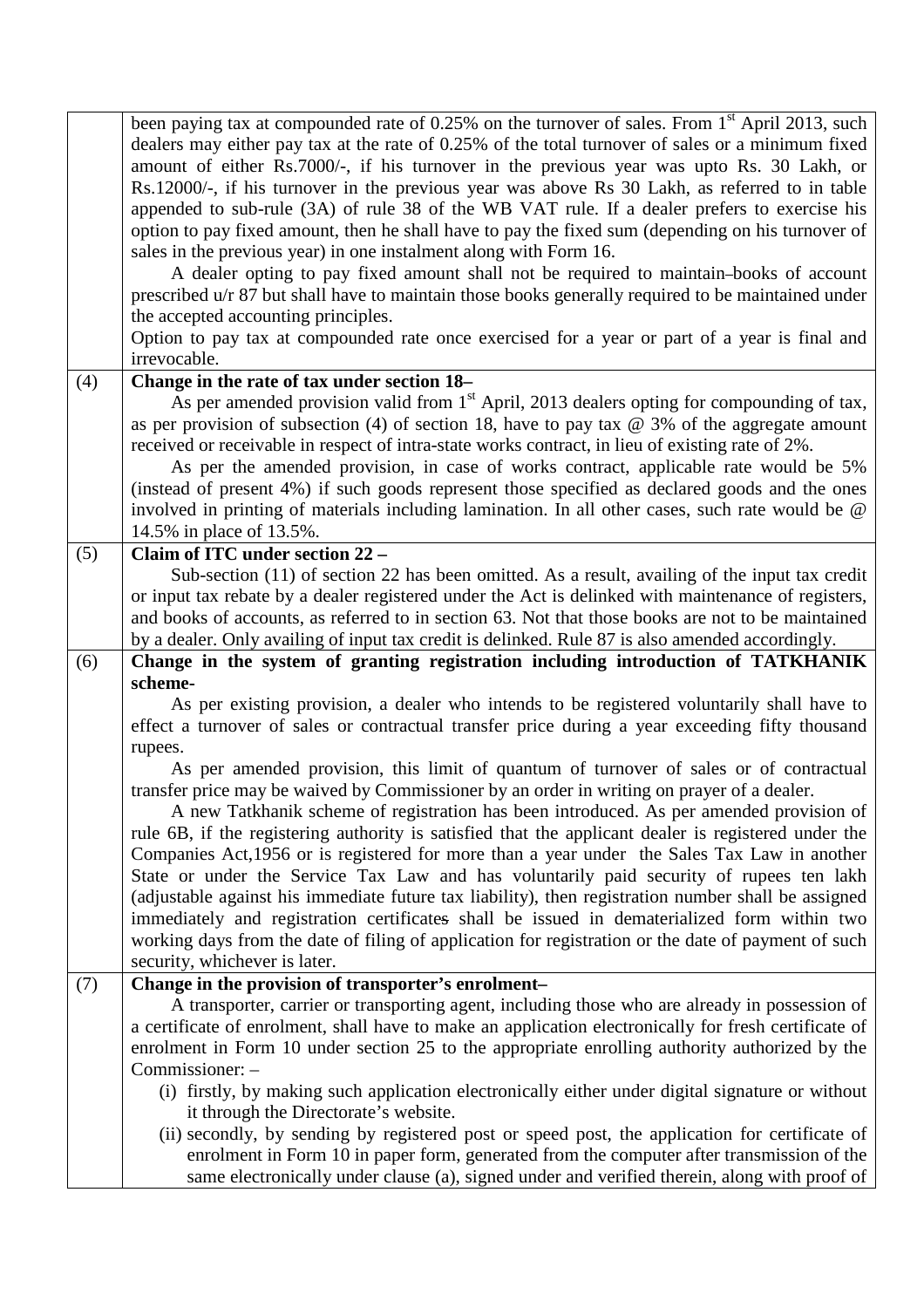| | |
|---|---|
| | been paying tax at compounded rate of 0.25% on the turnover of sales. From 1st April 2013, such dealers may either pay tax at the rate of 0.25% of the total turnover of sales or a minimum fixed amount of either Rs.7000/-, if his turnover in the previous year was upto Rs. 30 Lakh, or Rs.12000/-, if his turnover in the previous year was above Rs 30 Lakh, as referred to in table appended to sub-rule (3A) of rule 38 of the WB VAT rule. If a dealer prefers to exercise his option to pay fixed amount, then he shall have to pay the fixed sum (depending on his turnover of sales in the previous year) in one instalment along with Form 16.<br>A dealer opting to pay fixed amount shall not be required to maintain books of account prescribed u/r 87 but shall have to maintain those books generally required to be maintained under the accepted accounting principles.<br>Option to pay tax at compounded rate once exercised for a year or part of a year is final and irrevocable. |
| (4) | **Change in the rate of tax under section 18–**<br>As per amended provision valid from 1st April, 2013 dealers opting for compounding of tax, as per provision of subsection (4) of section 18, have to pay tax @ 3% of the aggregate amount received or receivable in respect of intra-state works contract, in lieu of existing rate of 2%.<br>As per the amended provision, in case of works contract, applicable rate would be 5% (instead of present 4%) if such goods represent those specified as declared goods and the ones involved in printing of materials including lamination. In all other cases, such rate would be @ 14.5% in place of 13.5%. |
| (5) | **Claim of ITC under section 22 –**<br>Sub-section (11) of section 22 has been omitted. As a result, availing of the input tax credit or input tax rebate by a dealer registered under the Act is delinked with maintenance of registers, and books of accounts, as referred to in section 63. Not that those books are not to be maintained by a dealer. Only availing of input tax credit is delinked. Rule 87 is also amended accordingly. |
| (6) | **Change in the system of granting registration including introduction of TATKHANIK scheme-**<br>As per existing provision, a dealer who intends to be registered voluntarily shall have to effect a turnover of sales or contractual transfer price during a year exceeding fifty thousand rupees.<br>As per amended provision, this limit of quantum of turnover of sales or of contractual transfer price may be waived by Commissioner by an order in writing on prayer of a dealer.<br>A new Tatkhanik scheme of registration has been introduced. As per amended provision of rule 6B, if the registering authority is satisfied that the applicant dealer is registered under the Companies Act,1956 or is registered for more than a year under the Sales Tax Law in another State or under the Service Tax Law and has voluntarily paid security of rupees ten lakh (adjustable against his immediate future tax liability), then registration number shall be assigned immediately and registration certificates shall be issued in dematerialized form within two working days from the date of filing of application for registration or the date of payment of such security, whichever is later. |
| (7) | **Change in the provision of transporter's enrolment–**<br>A transporter, carrier or transporting agent, including those who are already in possession of a certificate of enrolment, shall have to make an application electronically for fresh certificate of enrolment in Form 10 under section 25 to the appropriate enrolling authority authorized by the Commissioner: –<br>(i) firstly, by making such application electronically either under digital signature or without it through the Directorate's website.<br>(ii) secondly, by sending by registered post or speed post, the application for certificate of enrolment in Form 10 in paper form, generated from the computer after transmission of the same electronically under clause (a), signed under and verified therein, along with proof of |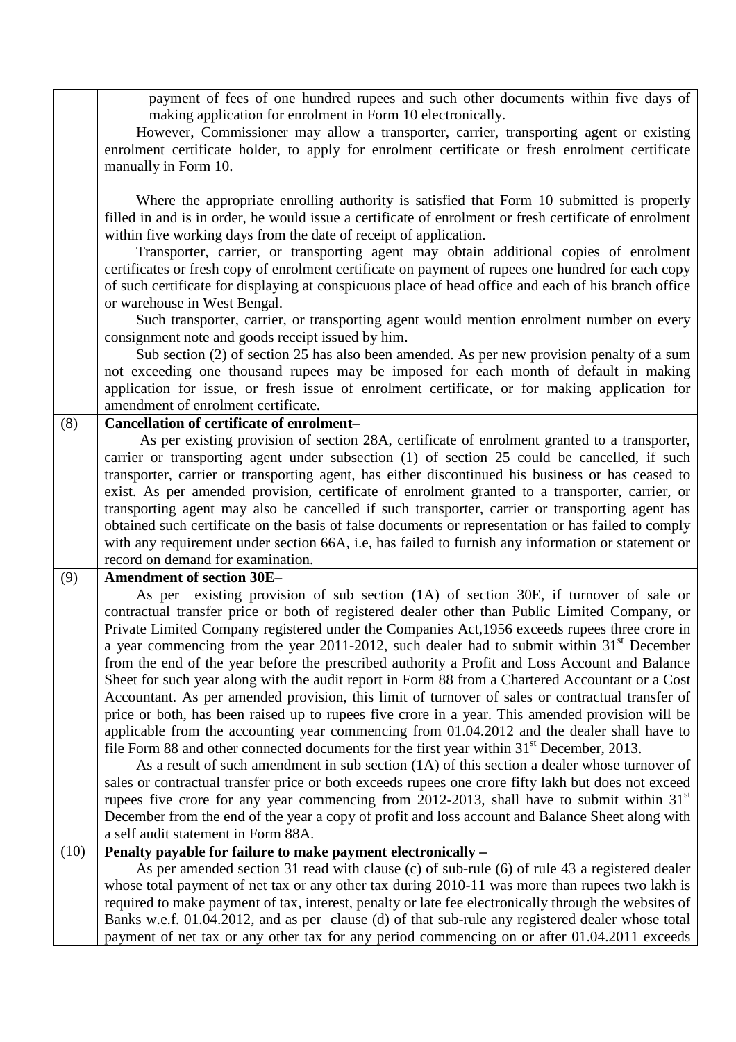| | |
|---|---|
| | payment of fees of one hundred rupees and such other documents within five days of making application for enrolment in Form 10 electronically.<br>However, Commissioner may allow a transporter, carrier, transporting agent or existing enrolment certificate holder, to apply for enrolment certificate or fresh enrolment certificate manually in Form 10.<br><br>Where the appropriate enrolling authority is satisfied that Form 10 submitted is properly filled in and is in order, he would issue a certificate of enrolment or fresh certificate of enrolment within five working days from the date of receipt of application.<br>Transporter, carrier, or transporting agent may obtain additional copies of enrolment certificates or fresh copy of enrolment certificate on payment of rupees one hundred for each copy of such certificate for displaying at conspicuous place of head office and each of his branch office or warehouse in West Bengal.<br>Such transporter, carrier, or transporting agent would mention enrolment number on every consignment note and goods receipt issued by him.<br>Sub section (2) of section 25 has also been amended. As per new provision penalty of a sum not exceeding one thousand rupees may be imposed for each month of default in making application for issue, or fresh issue of enrolment certificate, or for making application for amendment of enrolment certificate. |
| (8) | **Cancellation of certificate of enrolment–**<br>As per existing provision of section 28A, certificate of enrolment granted to a transporter, carrier or transporting agent under subsection (1) of section 25 could be cancelled, if such transporter, carrier or transporting agent, has either discontinued his business or has ceased to exist. As per amended provision, certificate of enrolment granted to a transporter, carrier, or transporting agent may also be cancelled if such transporter, carrier or transporting agent has obtained such certificate on the basis of false documents or representation or has failed to comply with any requirement under section 66A, i.e, has failed to furnish any information or statement or record on demand for examination. |
| (9) | **Amendment of section 30E–**<br>As per existing provision of sub section (1A) of section 30E, if turnover of sale or contractual transfer price or both of registered dealer other than Public Limited Company, or Private Limited Company registered under the Companies Act,1956 exceeds rupees three crore in a year commencing from the year 2011-2012, such dealer had to submit within 31st December from the end of the year before the prescribed authority a Profit and Loss Account and Balance Sheet for such year along with the audit report in Form 88 from a Chartered Accountant or a Cost Accountant. As per amended provision, this limit of turnover of sales or contractual transfer of price or both, has been raised up to rupees five crore in a year. This amended provision will be applicable from the accounting year commencing from 01.04.2012 and the dealer shall have to file Form 88 and other connected documents for the first year within 31st December, 2013.<br>As a result of such amendment in sub section (1A) of this section a dealer whose turnover of sales or contractual transfer price or both exceeds rupees one crore fifty lakh but does not exceed rupees five crore for any year commencing from 2012-2013, shall have to submit within 31st December from the end of the year a copy of profit and loss account and Balance Sheet along with a self audit statement in Form 88A. |
| (10) | **Penalty payable for failure to make payment electronically –**<br>As per amended section 31 read with clause (c) of sub-rule (6) of rule 43 a registered dealer whose total payment of net tax or any other tax during 2010-11 was more than rupees two lakh is required to make payment of tax, interest, penalty or late fee electronically through the websites of Banks w.e.f. 01.04.2012, and as per clause (d) of that sub-rule any registered dealer whose total payment of net tax or any other tax for any period commencing on or after 01.04.2011 exceeds |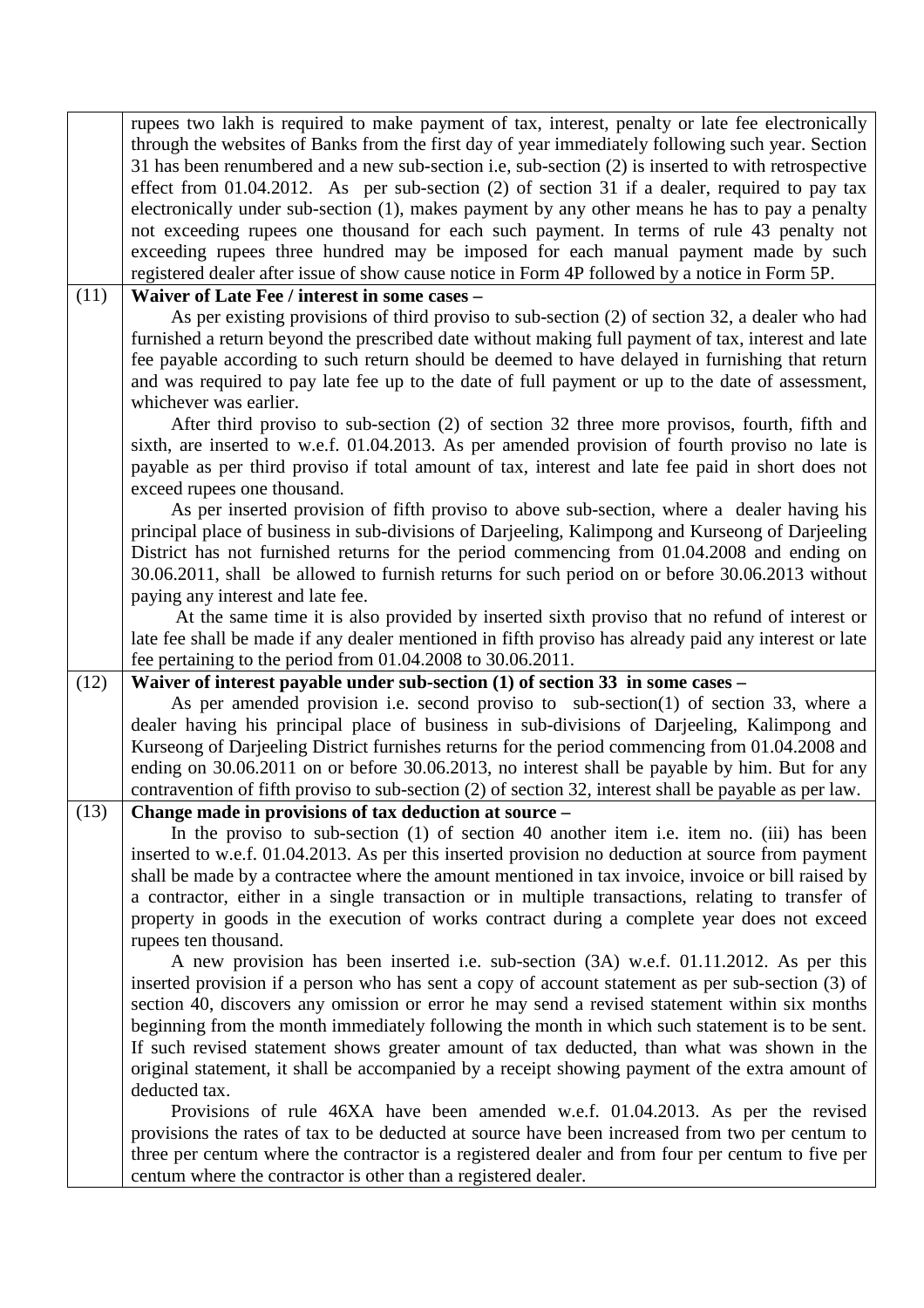|  |  |
|---|---|
|  | rupees two lakh is required to make payment of tax, interest, penalty or late fee electronically through the websites of Banks from the first day of year immediately following such year. Section 31 has been renumbered and a new sub-section i.e, sub-section (2) is inserted to with retrospective effect from 01.04.2012. As per sub-section (2) of section 31 if a dealer, required to pay tax electronically under sub-section (1), makes payment by any other means he has to pay a penalty not exceeding rupees one thousand for each such payment. In terms of rule 43 penalty not exceeding rupees three hundred may be imposed for each manual payment made by such registered dealer after issue of show cause notice in Form 4P followed by a notice in Form 5P. |
| (11) | **Waiver of Late Fee / interest in some cases –** <br> As per existing provisions of third proviso to sub-section (2) of section 32, a dealer who had furnished a return beyond the prescribed date without making full payment of tax, interest and late fee payable according to such return should be deemed to have delayed in furnishing that return and was required to pay late fee up to the date of full payment or up to the date of assessment, whichever was earlier. <br> After third proviso to sub-section (2) of section 32 three more provisos, fourth, fifth and sixth, are inserted to w.e.f. 01.04.2013. As per amended provision of fourth proviso no late is payable as per third proviso if total amount of tax, interest and late fee paid in short does not exceed rupees one thousand. <br> As per inserted provision of fifth proviso to above sub-section, where a dealer having his principal place of business in sub-divisions of Darjeeling, Kalimpong and Kurseong of Darjeeling District has not furnished returns for the period commencing from 01.04.2008 and ending on 30.06.2011, shall be allowed to furnish returns for such period on or before 30.06.2013 without paying any interest and late fee. <br> At the same time it is also provided by inserted sixth proviso that no refund of interest or late fee shall be made if any dealer mentioned in fifth proviso has already paid any interest or late fee pertaining to the period from 01.04.2008 to 30.06.2011. |
| (12) | **Waiver of interest payable under sub-section (1) of section 33 in some cases –** <br> As per amended provision i.e. second proviso to sub-section(1) of section 33, where a dealer having his principal place of business in sub-divisions of Darjeeling, Kalimpong and Kurseong of Darjeeling District furnishes returns for the period commencing from 01.04.2008 and ending on 30.06.2011 on or before 30.06.2013, no interest shall be payable by him. But for any contravention of fifth proviso to sub-section (2) of section 32, interest shall be payable as per law. |
| (13) | **Change made in provisions of tax deduction at source –** <br> In the proviso to sub-section (1) of section 40 another item i.e. item no. (iii) has been inserted to w.e.f. 01.04.2013. As per this inserted provision no deduction at source from payment shall be made by a contractee where the amount mentioned in tax invoice, invoice or bill raised by a contractor, either in a single transaction or in multiple transactions, relating to transfer of property in goods in the execution of works contract during a complete year does not exceed rupees ten thousand. <br> A new provision has been inserted i.e. sub-section (3A) w.e.f. 01.11.2012. As per this inserted provision if a person who has sent a copy of account statement as per sub-section (3) of section 40, discovers any omission or error he may send a revised statement within six months beginning from the month immediately following the month in which such statement is to be sent. If such revised statement shows greater amount of tax deducted, than what was shown in the original statement, it shall be accompanied by a receipt showing payment of the extra amount of deducted tax. <br> Provisions of rule 46XA have been amended w.e.f. 01.04.2013. As per the revised provisions the rates of tax to be deducted at source have been increased from two per centum to three per centum where the contractor is a registered dealer and from four per centum to five per centum where the contractor is other than a registered dealer. |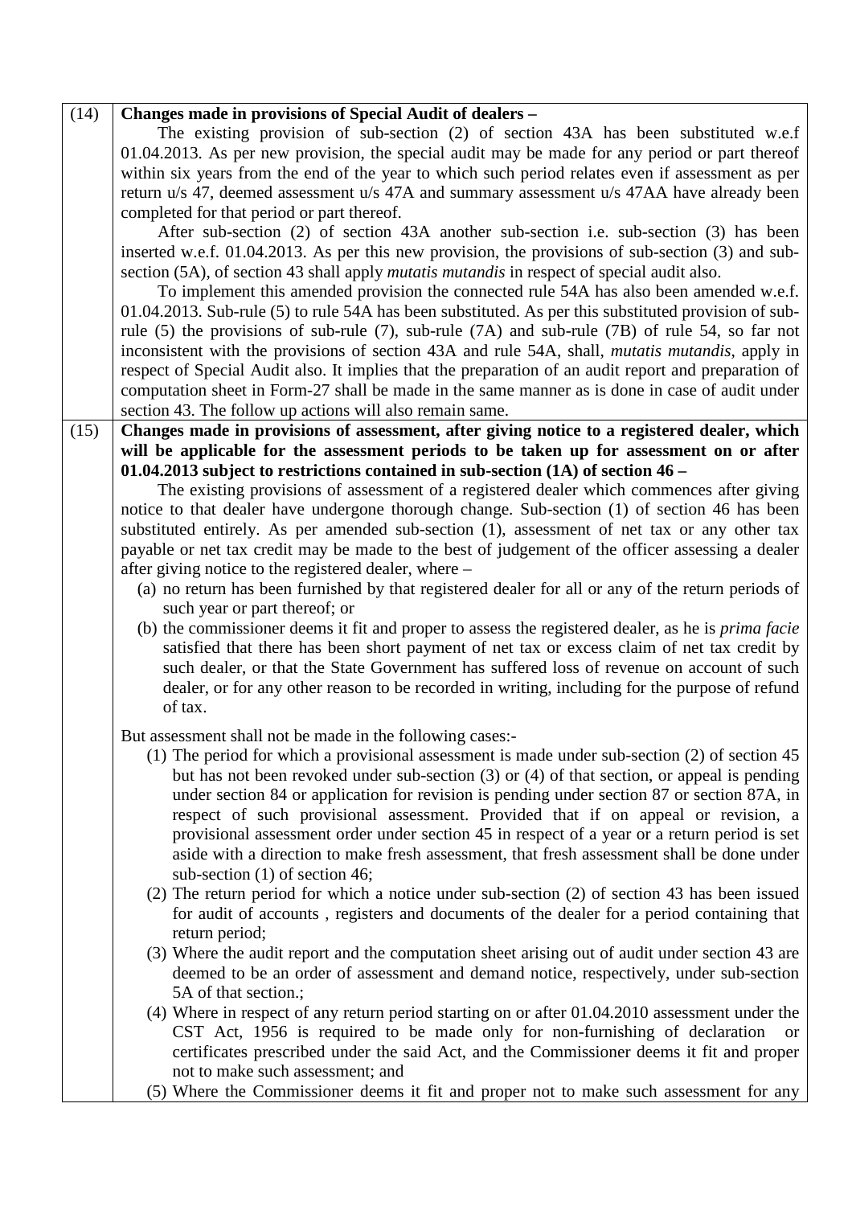| | |
|---|---|
| (14) | **Changes made in provisions of Special Audit of dealers –** <br> The existing provision of sub-section (2) of section 43A has been substituted w.e.f 01.04.2013. As per new provision, the special audit may be made for any period or part thereof within six years from the end of the year to which such period relates even if assessment as per return u/s 47, deemed assessment u/s 47A and summary assessment u/s 47AA have already been completed for that period or part thereof. <br> After sub-section (2) of section 43A another sub-section i.e. sub-section (3) has been inserted w.e.f. 01.04.2013. As per this new provision, the provisions of sub-section (3) and sub-section (5A), of section 43 shall apply *mutatis mutandis* in respect of special audit also. <br> To implement this amended provision the connected rule 54A has also been amended w.e.f. 01.04.2013. Sub-rule (5) to rule 54A has been substituted. As per this substituted provision of sub-rule (5) the provisions of sub-rule (7), sub-rule (7A) and sub-rule (7B) of rule 54, so far not inconsistent with the provisions of section 43A and rule 54A, shall, *mutatis mutandis*, apply in respect of Special Audit also. It implies that the preparation of an audit report and preparation of computation sheet in Form-27 shall be made in the same manner as is done in case of audit under section 43. The follow up actions will also remain same. |
| (15) | **Changes made in provisions of assessment, after giving notice to a registered dealer, which will be applicable for the assessment periods to be taken up for assessment on or after 01.04.2013 subject to restrictions contained in sub-section (1A) of section 46 –** <br> The existing provisions of assessment of a registered dealer which commences after giving notice to that dealer have undergone thorough change. Sub-section (1) of section 46 has been substituted entirely. As per amended sub-section (1), assessment of net tax or any other tax payable or net tax credit may be made to the best of judgement of the officer assessing a dealer after giving notice to the registered dealer, where – <br> (a) no return has been furnished by that registered dealer for all or any of the return periods of such year or part thereof; or <br> (b) the commissioner deems it fit and proper to assess the registered dealer, as he is *prima facie* satisfied that there has been short payment of net tax or excess claim of net tax credit by such dealer, or that the State Government has suffered loss of revenue on account of such dealer, or for any other reason to be recorded in writing, including for the purpose of refund of tax. <br><br> But assessment shall not be made in the following cases:- <br> (1) The period for which a provisional assessment is made under sub-section (2) of section 45 but has not been revoked under sub-section (3) or (4) of that section, or appeal is pending under section 84 or application for revision is pending under section 87 or section 87A, in respect of such provisional assessment. Provided that if on appeal or revision, a provisional assessment order under section 45 in respect of a year or a return period is set aside with a direction to make fresh assessment, that fresh assessment shall be done under sub-section (1) of section 46; <br> (2) The return period for which a notice under sub-section (2) of section 43 has been issued for audit of accounts , registers and documents of the dealer for a period containing that return period; <br> (3) Where the audit report and the computation sheet arising out of audit under section 43 are deemed to be an order of assessment and demand notice, respectively, under sub-section 5A of that section.; <br> (4) Where in respect of any return period starting on or after 01.04.2010 assessment under the CST Act, 1956 is required to be made only for non-furnishing of declaration or certificates prescribed under the said Act, and the Commissioner deems it fit and proper not to make such assessment; and <br> (5) Where the Commissioner deems it fit and proper not to make such assessment for any |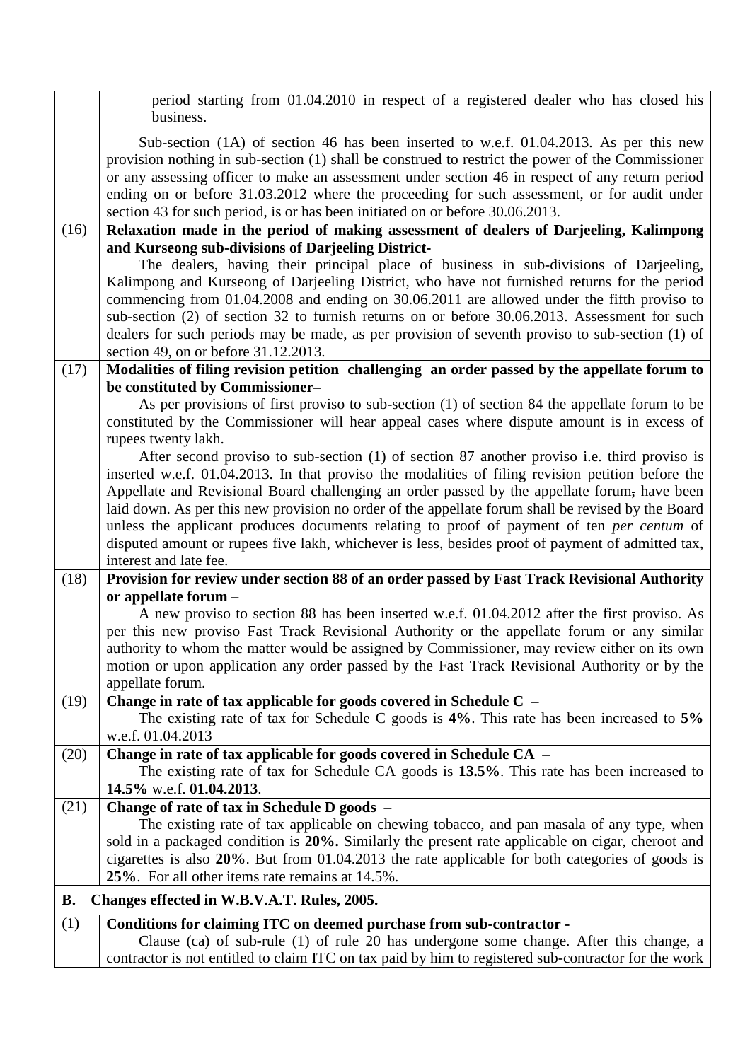| | |
|---|---|
| | period starting from 01.04.2010 in respect of a registered dealer who has closed his business.<br><br>Sub-section (1A) of section 46 has been inserted to w.e.f. 01.04.2013. As per this new provision nothing in sub-section (1) shall be construed to restrict the power of the Commissioner or any assessing officer to make an assessment under section 46 in respect of any return period ending on or before 31.03.2012 where the proceeding for such assessment, or for audit under section 43 for such period, is or has been initiated on or before 30.06.2013. |
| (16) | **Relaxation made in the period of making assessment of dealers of Darjeeling, Kalimpong and Kurseong sub-divisions of Darjeeling District-**<br>The dealers, having their principal place of business in sub-divisions of Darjeeling, Kalimpong and Kurseong of Darjeeling District, who have not furnished returns for the period commencing from 01.04.2008 and ending on 30.06.2011 are allowed under the fifth proviso to sub-section (2) of section 32 to furnish returns on or before 30.06.2013. Assessment for such dealers for such periods may be made, as per provision of seventh proviso to sub-section (1) of section 49, on or before 31.12.2013. |
| (17) | **Modalities of filing revision petition challenging an order passed by the appellate forum to be constituted by Commissioner–**<br>As per provisions of first proviso to sub-section (1) of section 84 the appellate forum to be constituted by the Commissioner will hear appeal cases where dispute amount is in excess of rupees twenty lakh.<br>After second proviso to sub-section (1) of section 87 another proviso i.e. third proviso is inserted w.e.f. 01.04.2013. In that proviso the modalities of filing revision petition before the Appellate and Revisional Board challenging an order passed by the appellate forum, have been laid down. As per this new provision no order of the appellate forum shall be revised by the Board unless the applicant produces documents relating to proof of payment of ten *per centum* of disputed amount or rupees five lakh, whichever is less, besides proof of payment of admitted tax, interest and late fee. |
| (18) | **Provision for review under section 88 of an order passed by Fast Track Revisional Authority or appellate forum –**<br>A new proviso to section 88 has been inserted w.e.f. 01.04.2012 after the first proviso. As per this new proviso Fast Track Revisional Authority or the appellate forum or any similar authority to whom the matter would be assigned by Commissioner, may review either on its own motion or upon application any order passed by the Fast Track Revisional Authority or by the appellate forum. |
| (19) | **Change in rate of tax applicable for goods covered in Schedule C –**<br>The existing rate of tax for Schedule C goods is **4%**. This rate has been increased to **5%** w.e.f. 01.04.2013 |
| (20) | **Change in rate of tax applicable for goods covered in Schedule CA –**<br>The existing rate of tax for Schedule CA goods is **13.5%**. This rate has been increased to **14.5%** w.e.f. **01.04.2013**. |
| (21) | **Change of rate of tax in Schedule D goods –**<br>The existing rate of tax applicable on chewing tobacco, and pan masala of any type, when sold in a packaged condition is **20%.** Similarly the present rate applicable on cigar, cheroot and cigarettes is also **20%**. But from 01.04.2013 the rate applicable for both categories of goods is **25%**. For all other items rate remains at 14.5%. |
| **B.** | **Changes effected in W.B.V.A.T. Rules, 2005.** |
| (1) | **Conditions for claiming ITC on deemed purchase from sub-contractor -**<br>Clause (ca) of sub-rule (1) of rule 20 has undergone some change. After this change, a contractor is not entitled to claim ITC on tax paid by him to registered sub-contractor for the work |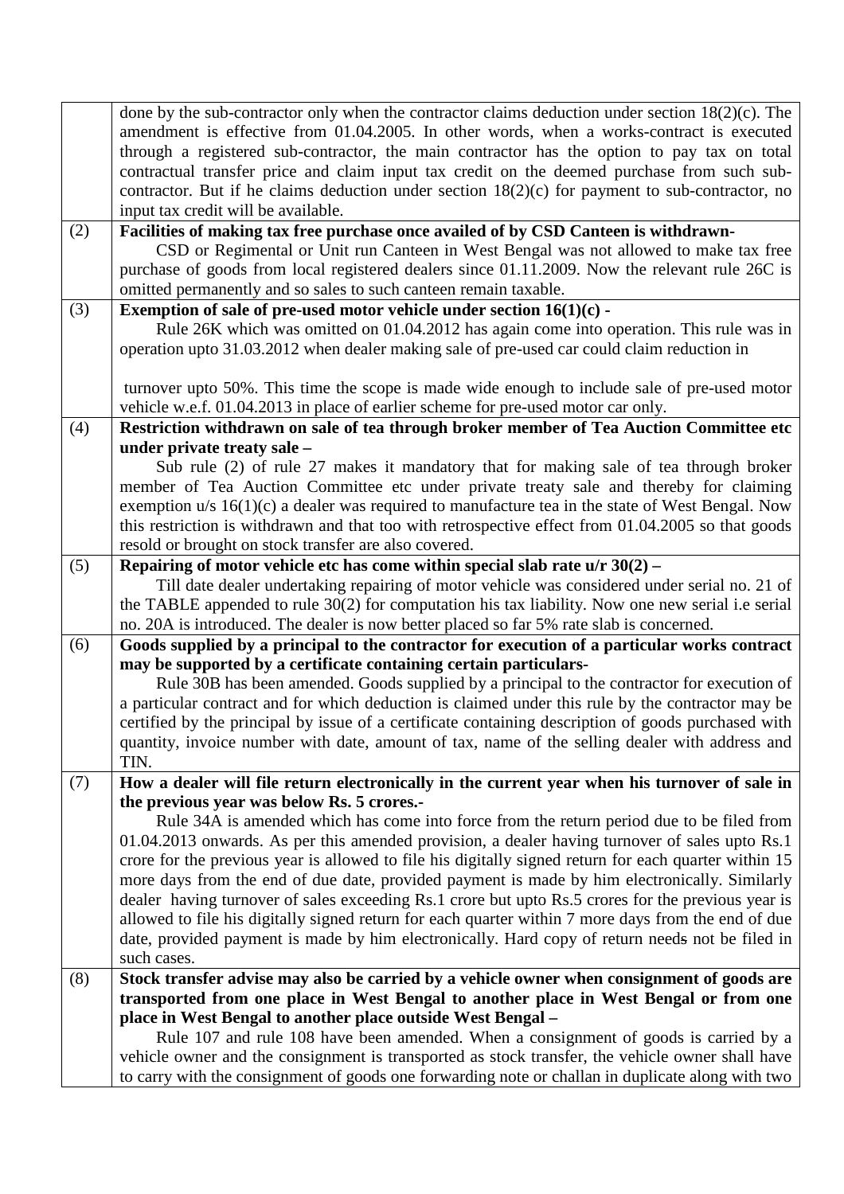| | |
|---|---|
| | done by the sub-contractor only when the contractor claims deduction under section 18(2)(c). The amendment is effective from 01.04.2005. In other words, when a works-contract is executed through a registered sub-contractor, the main contractor has the option to pay tax on total contractual transfer price and claim input tax credit on the deemed purchase from such sub-contractor. But if he claims deduction under section 18(2)(c) for payment to sub-contractor, no input tax credit will be available. |
| (2) | **Facilities of making tax free purchase once availed of by CSD Canteen is withdrawn-** CSD or Regimental or Unit run Canteen in West Bengal was not allowed to make tax free purchase of goods from local registered dealers since 01.11.2009. Now the relevant rule 26C is omitted permanently and so sales to such canteen remain taxable. |
| (3) | **Exemption of sale of pre-used motor vehicle under section 16(1)(c) -** Rule 26K which was omitted on 01.04.2012 has again come into operation. This rule was in operation upto 31.03.2012 when dealer making sale of pre-used car could claim reduction in turnover upto 50%. This time the scope is made wide enough to include sale of pre-used motor vehicle w.e.f. 01.04.2013 in place of earlier scheme for pre-used motor car only. |
| (4) | **Restriction withdrawn on sale of tea through broker member of Tea Auction Committee etc under private treaty sale –** Sub rule (2) of rule 27 makes it mandatory that for making sale of tea through broker member of Tea Auction Committee etc under private treaty sale and thereby for claiming exemption u/s 16(1)(c) a dealer was required to manufacture tea in the state of West Bengal. Now this restriction is withdrawn and that too with retrospective effect from 01.04.2005 so that goods resold or brought on stock transfer are also covered. |
| (5) | **Repairing of motor vehicle etc has come within special slab rate u/r 30(2) –** Till date dealer undertaking repairing of motor vehicle was considered under serial no. 21 of the TABLE appended to rule 30(2) for computation his tax liability. Now one new serial i.e serial no. 20A is introduced. The dealer is now better placed so far 5% rate slab is concerned. |
| (6) | **Goods supplied by a principal to the contractor for execution of a particular works contract may be supported by a certificate containing certain particulars-** Rule 30B has been amended. Goods supplied by a principal to the contractor for execution of a particular contract and for which deduction is claimed under this rule by the contractor may be certified by the principal by issue of a certificate containing description of goods purchased with quantity, invoice number with date, amount of tax, name of the selling dealer with address and TIN. |
| (7) | **How a dealer will file return electronically in the current year when his turnover of sale in the previous year was below Rs. 5 crores.-** Rule 34A is amended which has come into force from the return period due to be filed from 01.04.2013 onwards. As per this amended provision, a dealer having turnover of sales upto Rs.1 crore for the previous year is allowed to file his digitally signed return for each quarter within 15 more days from the end of due date, provided payment is made by him electronically. Similarly dealer having turnover of sales exceeding Rs.1 crore but upto Rs.5 crores for the previous year is allowed to file his digitally signed return for each quarter within 7 more days from the end of due date, provided payment is made by him electronically. Hard copy of return needs not be filed in such cases. |
| (8) | **Stock transfer advise may also be carried by a vehicle owner when consignment of goods are transported from one place in West Bengal to another place in West Bengal or from one place in West Bengal to another place outside West Bengal –** Rule 107 and rule 108 have been amended. When a consignment of goods is carried by a vehicle owner and the consignment is transported as stock transfer, the vehicle owner shall have to carry with the consignment of goods one forwarding note or challan in duplicate along with two |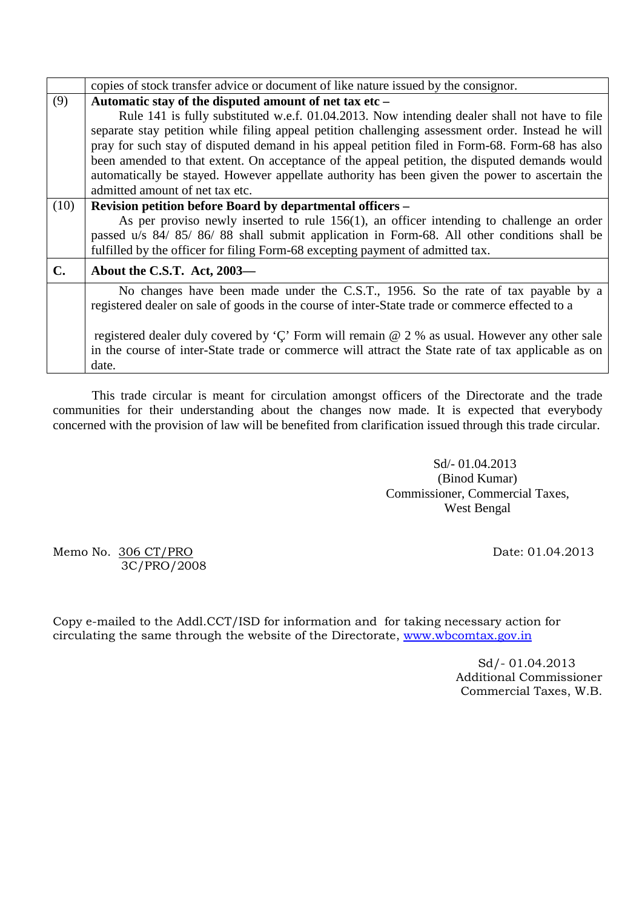| | |
|---|---|
| | copies of stock transfer advice or document of like nature issued by the consignor. |
| (9) | **Automatic stay of the disputed amount of net tax etc –** Rule 141 is fully substituted w.e.f. 01.04.2013. Now intending dealer shall not have to file separate stay petition while filing appeal petition challenging assessment order. Instead he will pray for such stay of disputed demand in his appeal petition filed in Form-68. Form-68 has also been amended to that extent. On acceptance of the appeal petition, the disputed demands would automatically be stayed. However appellate authority has been given the power to ascertain the admitted amount of net tax etc. |
| (10) | **Revision petition before Board by departmental officers –** As per proviso newly inserted to rule 156(1), an officer intending to challenge an order passed u/s 84/ 85/ 86/ 88 shall submit application in Form-68. All other conditions shall be fulfilled by the officer for filing Form-68 excepting payment of admitted tax. |
| **C.** | **About the C.S.T. Act, 2003—** |
| | No changes have been made under the C.S.T., 1956. So the rate of tax payable by a registered dealer on sale of goods in the course of inter-State trade or commerce effected to a registered dealer duly covered by 'Ç' Form will remain @ 2 % as usual. However any other sale in the course of inter-State trade or commerce will attract the State rate of tax applicable as on date. |

This trade circular is meant for circulation amongst officers of the Directorate and the trade communities for their understanding about the changes now made. It is expected that everybody concerned with the provision of law will be benefited from clarification issued through this trade circular.

Sd/- 01.04.2013
(Binod Kumar)
Commissioner, Commercial Taxes,
West Bengal

Memo No. 306 CT/PRO
3C/PRO/2008

Date: 01.04.2013

Copy e-mailed to the Addl.CCT/ISD for information and for taking necessary action for circulating the same through the website of the Directorate, www.wbcomtax.gov.in

Sd/- 01.04.2013
Additional Commissioner
Commercial Taxes, W.B.